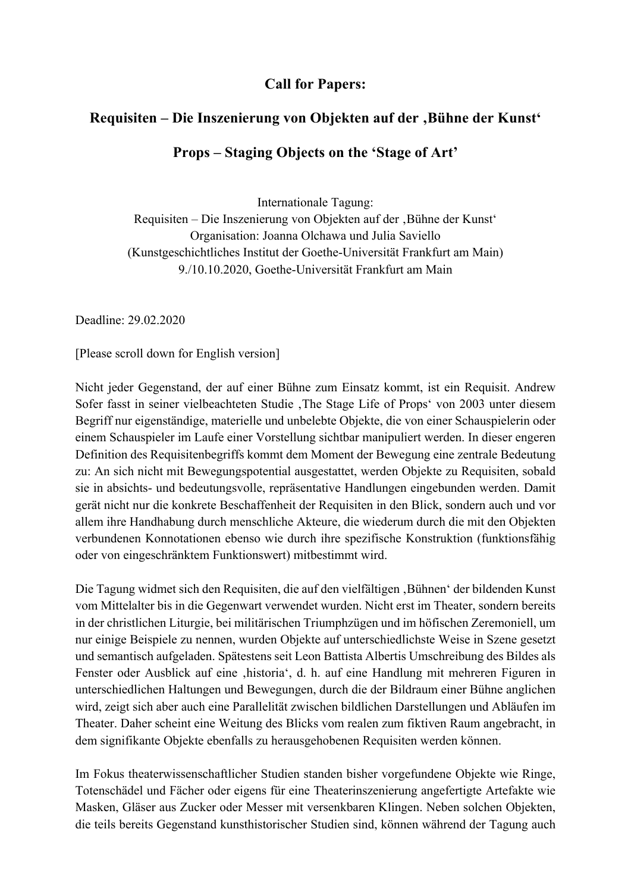# Call for Papers:

## Requisiten – Die Inszenierung von Objekten auf der ‚Bühne der Kunst'

## Props – Staging Objects on the 'Stage of Art'

Internationale Tagung:
Requisiten – Die Inszenierung von Objekten auf der ‚Bühne der Kunst'
Organisation: Joanna Olchawa und Julia Saviello
(Kunstgeschichtliches Institut der Goethe-Universität Frankfurt am Main)
9./10.10.2020, Goethe-Universität Frankfurt am Main

Deadline: 29.02.2020

[Please scroll down for English version]

Nicht jeder Gegenstand, der auf einer Bühne zum Einsatz kommt, ist ein Requisit. Andrew Sofer fasst in seiner vielbeachteten Studie ‚The Stage Life of Props' von 2003 unter diesem Begriff nur eigenständige, materielle und unbelebte Objekte, die von einer Schauspielerin oder einem Schauspieler im Laufe einer Vorstellung sichtbar manipuliert werden. In dieser engeren Definition des Requisitenbegriffs kommt dem Moment der Bewegung eine zentrale Bedeutung zu: An sich nicht mit Bewegungspotential ausgestattet, werden Objekte zu Requisiten, sobald sie in absichts- und bedeutungsvolle, repräsentative Handlungen eingebunden werden. Damit gerät nicht nur die konkrete Beschaffenheit der Requisiten in den Blick, sondern auch und vor allem ihre Handhabung durch menschliche Akteure, die wiederum durch die mit den Objekten verbundenen Konnotationen ebenso wie durch ihre spezifische Konstruktion (funktionsfähig oder von eingeschränktem Funktionswert) mitbestimmt wird.

Die Tagung widmet sich den Requisiten, die auf den vielfältigen ‚Bühnen' der bildenden Kunst vom Mittelalter bis in die Gegenwart verwendet wurden. Nicht erst im Theater, sondern bereits in der christlichen Liturgie, bei militärischen Triumphzügen und im höfischen Zeremoniell, um nur einige Beispiele zu nennen, wurden Objekte auf unterschiedlichste Weise in Szene gesetzt und semantisch aufgeladen. Spätestens seit Leon Battista Albertis Umschreibung des Bildes als Fenster oder Ausblick auf eine ‚historia', d. h. auf eine Handlung mit mehreren Figuren in unterschiedlichen Haltungen und Bewegungen, durch die der Bildraum einer Bühne anglichen wird, zeigt sich aber auch eine Parallelität zwischen bildlichen Darstellungen und Abläufen im Theater. Daher scheint eine Weitung des Blicks vom realen zum fiktiven Raum angebracht, in dem signifikante Objekte ebenfalls zu herausgehobenen Requisiten werden können.

Im Fokus theaterwissenschaftlicher Studien standen bisher vorgefundene Objekte wie Ringe, Totenschädel und Fächer oder eigens für eine Theaterinszenierung angefertigte Artefakte wie Masken, Gläser aus Zucker oder Messer mit versenkbaren Klingen. Neben solchen Objekten, die teils bereits Gegenstand kunsthistorischer Studien sind, können während der Tagung auch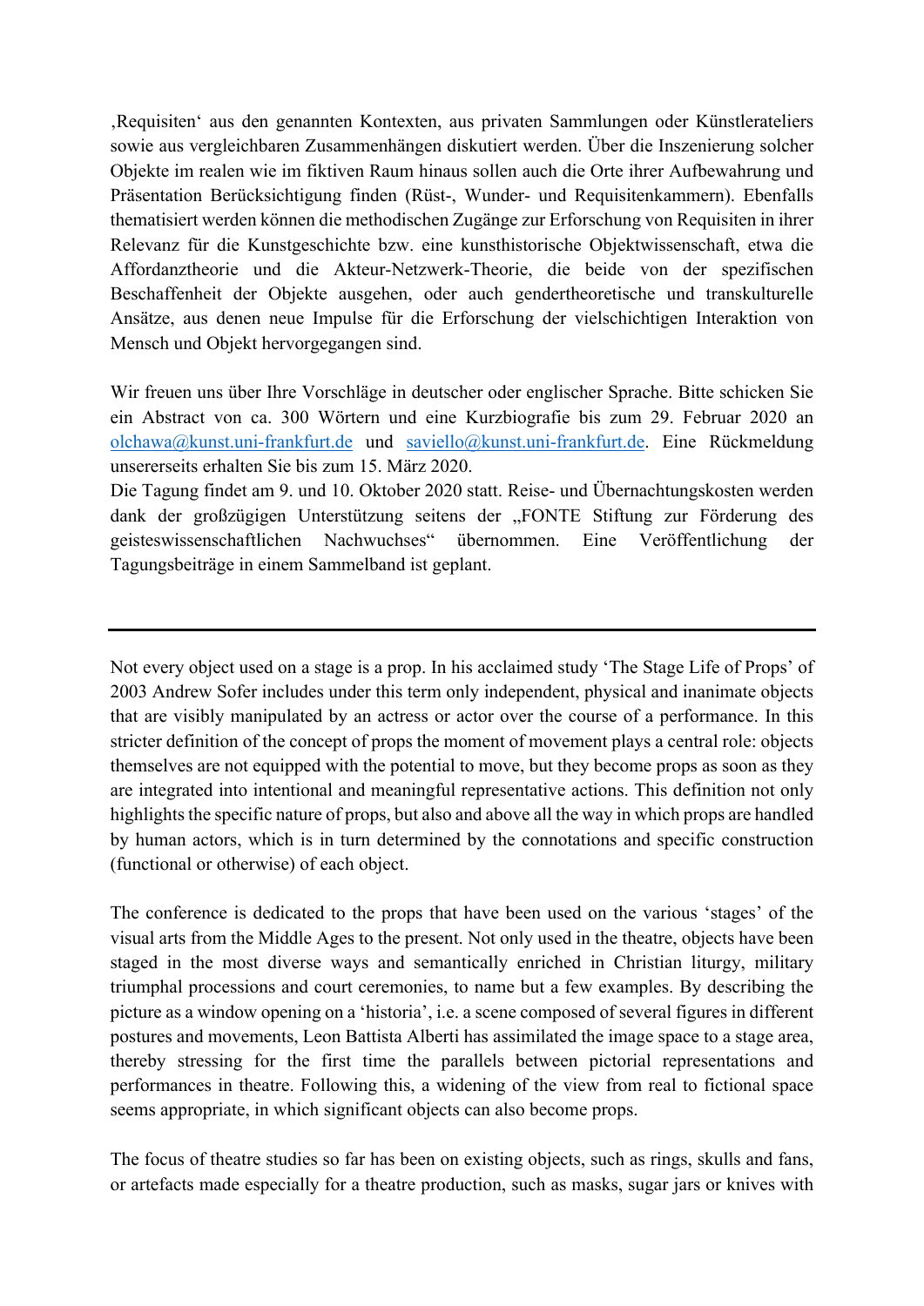‚Requisiten' aus den genannten Kontexten, aus privaten Sammlungen oder Künstlerateliers sowie aus vergleichbaren Zusammenhängen diskutiert werden. Über die Inszenierung solcher Objekte im realen wie im fiktiven Raum hinaus sollen auch die Orte ihrer Aufbewahrung und Präsentation Berücksichtigung finden (Rüst-, Wunder- und Requisitenkammern). Ebenfalls thematisiert werden können die methodischen Zugänge zur Erforschung von Requisiten in ihrer Relevanz für die Kunstgeschichte bzw. eine kunsthistorische Objektwissenschaft, etwa die Affordanztheorie und die Akteur-Netzwerk-Theorie, die beide von der spezifischen Beschaffenheit der Objekte ausgehen, oder auch gendertheoretische und transkulturelle Ansätze, aus denen neue Impulse für die Erforschung der vielschichtigen Interaktion von Mensch und Objekt hervorgegangen sind.

Wir freuen uns über Ihre Vorschläge in deutscher oder englischer Sprache. Bitte schicken Sie ein Abstract von ca. 300 Wörtern und eine Kurzbiografie bis zum 29. Februar 2020 an olchawa@kunst.uni-frankfurt.de und saviello@kunst.uni-frankfurt.de. Eine Rückmeldung unsererseits erhalten Sie bis zum 15. März 2020.
Die Tagung findet am 9. und 10. Oktober 2020 statt. Reise- und Übernachtungskosten werden dank der großzügigen Unterstützung seitens der „FONTE Stiftung zur Förderung des geisteswissenschaftlichen Nachwuchses" übernommen. Eine Veröffentlichung der Tagungsbeiträge in einem Sammelband ist geplant.

---

Not every object used on a stage is a prop. In his acclaimed study 'The Stage Life of Props' of 2003 Andrew Sofer includes under this term only independent, physical and inanimate objects that are visibly manipulated by an actress or actor over the course of a performance. In this stricter definition of the concept of props the moment of movement plays a central role: objects themselves are not equipped with the potential to move, but they become props as soon as they are integrated into intentional and meaningful representative actions. This definition not only highlights the specific nature of props, but also and above all the way in which props are handled by human actors, which is in turn determined by the connotations and specific construction (functional or otherwise) of each object.

The conference is dedicated to the props that have been used on the various 'stages' of the visual arts from the Middle Ages to the present. Not only used in the theatre, objects have been staged in the most diverse ways and semantically enriched in Christian liturgy, military triumphal processions and court ceremonies, to name but a few examples. By describing the picture as a window opening on a 'historia', i.e. a scene composed of several figures in different postures and movements, Leon Battista Alberti has assimilated the image space to a stage area, thereby stressing for the first time the parallels between pictorial representations and performances in theatre. Following this, a widening of the view from real to fictional space seems appropriate, in which significant objects can also become props.

The focus of theatre studies so far has been on existing objects, such as rings, skulls and fans, or artefacts made especially for a theatre production, such as masks, sugar jars or knives with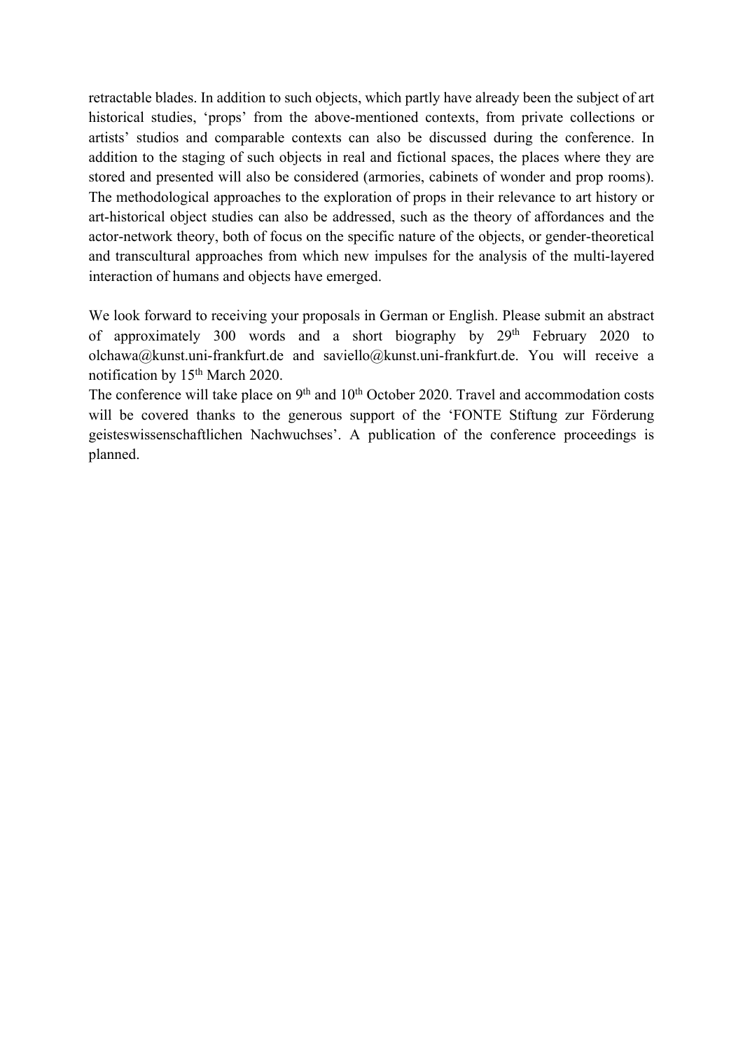retractable blades. In addition to such objects, which partly have already been the subject of art historical studies, 'props' from the above-mentioned contexts, from private collections or artists' studios and comparable contexts can also be discussed during the conference. In addition to the staging of such objects in real and fictional spaces, the places where they are stored and presented will also be considered (armories, cabinets of wonder and prop rooms). The methodological approaches to the exploration of props in their relevance to art history or art-historical object studies can also be addressed, such as the theory of affordances and the actor-network theory, both of focus on the specific nature of the objects, or gender-theoretical and transcultural approaches from which new impulses for the analysis of the multi-layered interaction of humans and objects have emerged.

We look forward to receiving your proposals in German or English. Please submit an abstract of approximately 300 words and a short biography by 29th February 2020 to olchawa@kunst.uni-frankfurt.de and saviello@kunst.uni-frankfurt.de. You will receive a notification by 15th March 2020.

The conference will take place on 9th and 10th October 2020. Travel and accommodation costs will be covered thanks to the generous support of the 'FONTE Stiftung zur Förderung geisteswissenschaftlichen Nachwuchses'. A publication of the conference proceedings is planned.